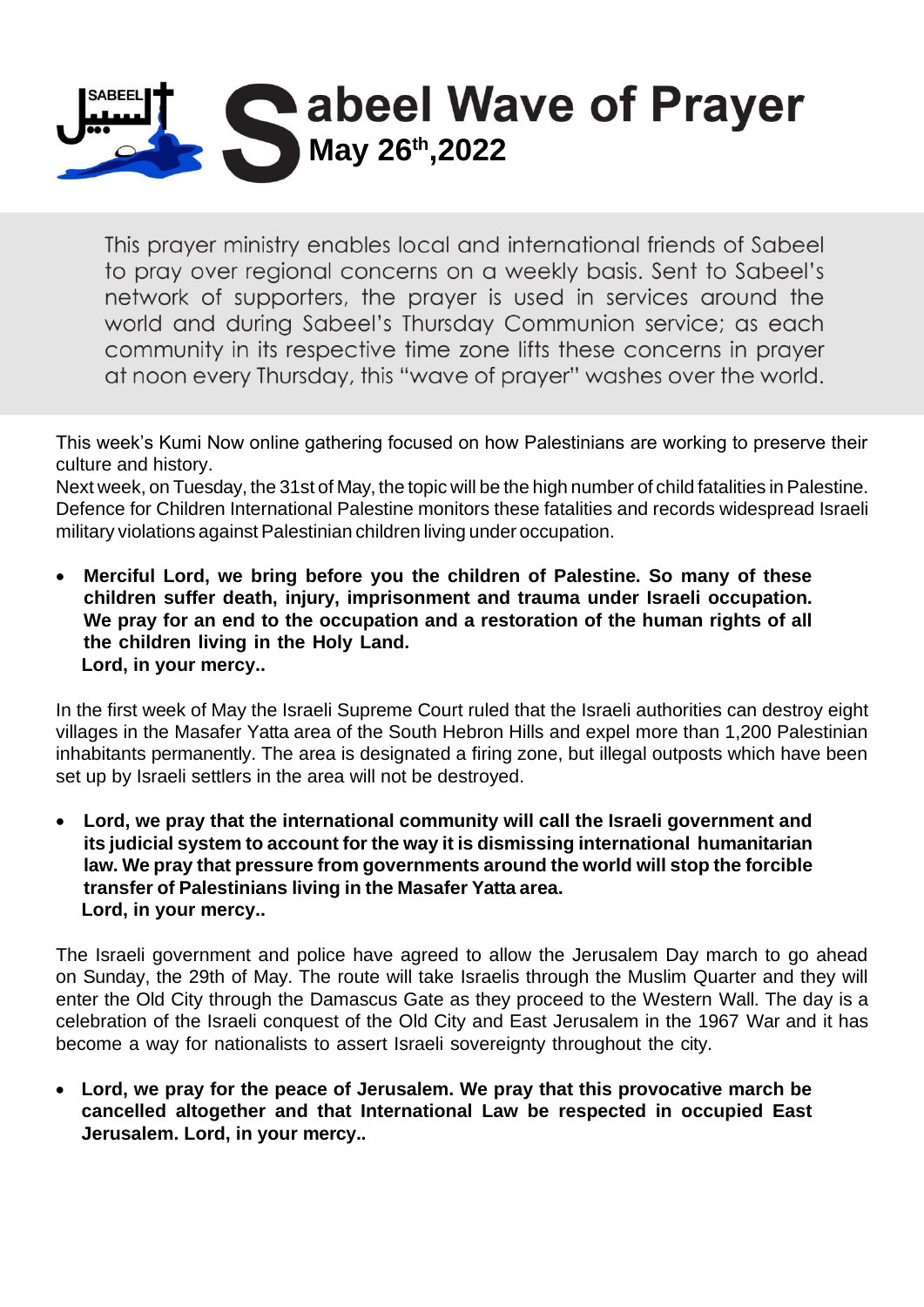# Sabeel Wave of Prayer

**May 26th,2022**

This prayer ministry enables local and international friends of Sabeel to pray over regional concerns on a weekly basis. Sent to Sabeel's network of supporters, the prayer is used in services around the world and during Sabeel's Thursday Communion service; as each community in its respective time zone lifts these concerns in prayer at noon every Thursday, this "wave of prayer" washes over the world.

This week's Kumi Now online gathering focused on how Palestinians are working to preserve their culture and history.
Next week, on Tuesday, the 31st of May, the topic will be the high number of child fatalities in Palestine. Defence for Children International Palestine monitors these fatalities and records widespread Israeli military violations against Palestinian children living under occupation.

- **Merciful Lord, we bring before you the children of Palestine. So many of these children suffer death, injury, imprisonment and trauma under Israeli occupation. We pray for an end to the occupation and a restoration of the human rights of all the children living in the Holy Land.**
  **Lord, in your mercy..**

In the first week of May the Israeli Supreme Court ruled that the Israeli authorities can destroy eight villages in the Masafer Yatta area of the South Hebron Hills and expel more than 1,200 Palestinian inhabitants permanently. The area is designated a firing zone, but illegal outposts which have been set up by Israeli settlers in the area will not be destroyed.

- **Lord, we pray that the international community will call the Israeli government and its judicial system to account for the way it is dismissing international humanitarian law. We pray that pressure from governments around the world will stop the forcible transfer of Palestinians living in the Masafer Yatta area.**
  **Lord, in your mercy..**

The Israeli government and police have agreed to allow the Jerusalem Day march to go ahead on Sunday, the 29th of May. The route will take Israelis through the Muslim Quarter and they will enter the Old City through the Damascus Gate as they proceed to the Western Wall. The day is a celebration of the Israeli conquest of the Old City and East Jerusalem in the 1967 War and it has become a way for nationalists to assert Israeli sovereignty throughout the city.

- **Lord, we pray for the peace of Jerusalem. We pray that this provocative march be cancelled altogether and that International Law be respected in occupied East Jerusalem. Lord, in your mercy..**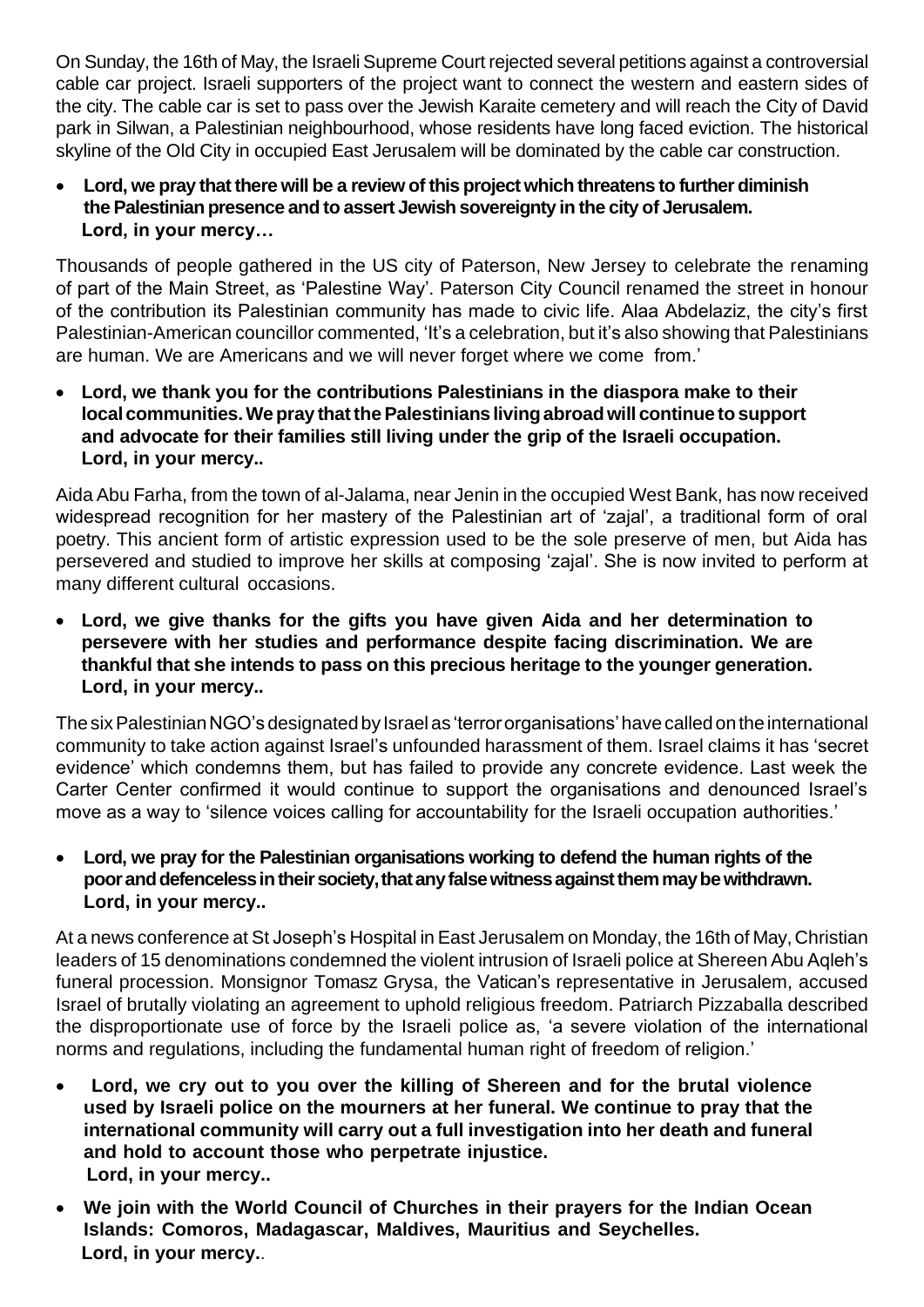On Sunday, the 16th of May, the Israeli Supreme Court rejected several petitions against a controversial cable car project. Israeli supporters of the project want to connect the western and eastern sides of the city. The cable car is set to pass over the Jewish Karaite cemetery and will reach the City of David park in Silwan, a Palestinian neighbourhood, whose residents have long faced eviction. The historical skyline of the Old City in occupied East Jerusalem will be dominated by the cable car construction.

- **Lord, we pray that there will be a review of this project which threatens to further diminish the Palestinian presence and to assert Jewish sovereignty in the city of Jerusalem.**
  **Lord, in your mercy…**

Thousands of people gathered in the US city of Paterson, New Jersey to celebrate the renaming of part of the Main Street, as 'Palestine Way'. Paterson City Council renamed the street in honour of the contribution its Palestinian community has made to civic life. Alaa Abdelaziz, the city's first Palestinian-American councillor commented, 'It's a celebration, but it's also showing that Palestinians are human. We are Americans and we will never forget where we come from.'

- **Lord, we thank you for the contributions Palestinians in the diaspora make to their local communities. We pray that the Palestinians living abroad will continue to support and advocate for their families still living under the grip of the Israeli occupation.**
  **Lord, in your mercy..**

Aida Abu Farha, from the town of al-Jalama, near Jenin in the occupied West Bank, has now received widespread recognition for her mastery of the Palestinian art of 'zajal', a traditional form of oral poetry. This ancient form of artistic expression used to be the sole preserve of men, but Aida has persevered and studied to improve her skills at composing 'zajal'. She is now invited to perform at many different cultural occasions.

- **Lord, we give thanks for the gifts you have given Aida and her determination to persevere with her studies and performance despite facing discrimination. We are thankful that she intends to pass on this precious heritage to the younger generation.**
  **Lord, in your mercy..**

The six Palestinian NGO's designated by Israel as 'terror organisations' have called on the international community to take action against Israel's unfounded harassment of them. Israel claims it has 'secret evidence' which condemns them, but has failed to provide any concrete evidence. Last week the Carter Center confirmed it would continue to support the organisations and denounced Israel's move as a way to 'silence voices calling for accountability for the Israeli occupation authorities.'

- **Lord, we pray for the Palestinian organisations working to defend the human rights of the poor and defenceless in their society, that any false witness against them may be withdrawn.**
  **Lord, in your mercy..**

At a news conference at St Joseph's Hospital in East Jerusalem on Monday, the 16th of May, Christian leaders of 15 denominations condemned the violent intrusion of Israeli police at Shereen Abu Aqleh's funeral procession. Monsignor Tomasz Grysa, the Vatican's representative in Jerusalem, accused Israel of brutally violating an agreement to uphold religious freedom. Patriarch Pizzaballa described the disproportionate use of force by the Israeli police as, 'a severe violation of the international norms and regulations, including the fundamental human right of freedom of religion.'

- **Lord, we cry out to you over the killing of Shereen and for the brutal violence used by Israeli police on the mourners at her funeral. We continue to pray that the international community will carry out a full investigation into her death and funeral and hold to account those who perpetrate injustice.**
  **Lord, in your mercy..**
- **We join with the World Council of Churches in their prayers for the Indian Ocean Islands: Comoros, Madagascar, Maldives, Mauritius and Seychelles.**
  **Lord, in your mercy.**.